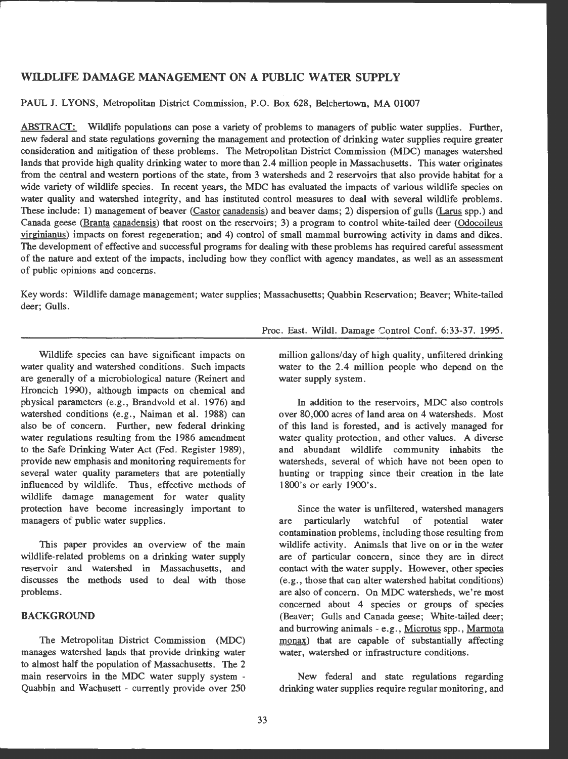# WILDLIFE DAMAGE MANAGEMENT ON A PUBLIC WATER SUPPLY

PAUL J. LYONS, Metropolitan District Commission, P.O. Box 628, Belchertown, MA 01007

ABSTRACT: Wildlife populations can pose a variety of problems to managers of public water supplies. Further, new federal and state regulations governing the management and protection of drinking water supplies require greater consideration and mitigation of these problems. The Metropolitan District Commission (MDC) manages watershed lands that provide high quality drinking water to more than 2.4 million people in Massachusetts. This water originates from the central and western portions of the state, from 3 watersheds and 2 reservoirs that also provide habitat for a wide variety of wildlife species. In recent years, the MDC has evaluated the impacts of various wildlife species on water quality and watershed integrity, and has instituted control measures to deal with several wildlife problems. These include: 1) management of beaver (Castor canadensis) and beaver dams; 2) dispersion of gulls (Larus spp.) and Canada geese (Branta canadensis) that roost on the reservoirs; 3) a program to control white-tailed deer (Odocoileus virginianus) impacts on forest regeneration; and 4) control of small mammal burrowing activity in dams and dikes. The development of effective and successful programs for dealing with these problems has required careful assessment of the nature and extent of the impacts, including how they conflict with agency mandates, as well as an assessment of public opinions and concerns.

Key words: Wildlife damage management; water supplies; Massachusetts; Quabbin Reservation; Beaver; White-tailed deer; Gulls.

Proc. East. Wildl. Damage Control Conf. 6:33-37. 1995.

Wildlife species can have significant impacts on water quality and watershed conditions. Such impacts are generally of a microbiological nature (Reinert and Hroncich 1990), although impacts on chemical and physical parameters (e.g., Brandvold et al. 1976) and watershed conditions (e.g., Naiman et al. 1988) can also be of concern. Further, new federal drinking water regulations resulting from the 1986 amendment to the Safe Drinking Water Act (Fed. Register 1989), provide new emphasis and monitoring requirements for several water quality parameters that are potentially influenced by wildlife. Thus, effective methods of wildlife damage management for water quality protection have become increasingly important to managers of public water supplies.

This paper provides an overview of the main wildlife-related problems on a drinking water supply reservoir and watershed in Massachusetts, and discusses the methods used to deal with those problems.

## BACKGROUND

The Metropolitan District Commission (MDC) manages watershed lands that provide drinking water to almost half the population of Massachusetts. The 2 main reservoirs in the MDC water supply system - Quabbin and Wachusett - currently provide over 250 million gallons/day of high quality, unfiltered drinking water to the 2.4 million people who depend on the water supply system.

In addition to the reservoirs, MDC also controls over 80,000 acres of land area on 4 watersheds. Most of this land is forested, and is actively managed for water quality protection, and other values. A diverse and abundant wildlife community inhabits the watersheds, several of which have not been open to hunting or trapping since their creation in the late 1800's or early 1900's.

Since the water is unfiltered, watershed managers are particularly watchful of potential water contamination problems, including those resulting from wildlife activity. Animals that live on or in the water are of particular concern, since they are in direct contact with the water supply. However, other species (e.g., those that can alter watershed habitat conditions) are also of concern. On MDC watersheds, we're most concerned about 4 species or groups of species (Beaver; Gulls and Canada geese; White-tailed deer; and burrowing animals - e.g., Microtus spp., Marmota monax) that are capable of substantially affecting water, watershed or infrastructure conditions.

New federal and state regulations regarding drinking water supplies require regular monitoring, and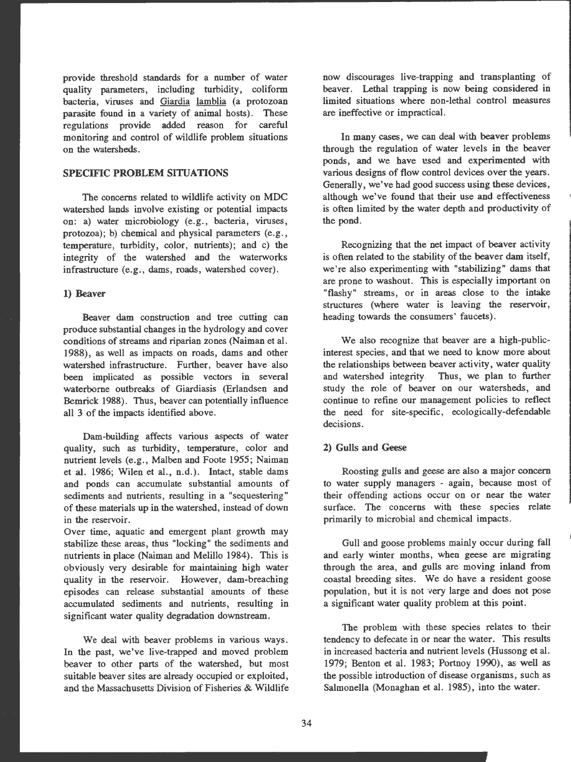provide threshold standards for a number of water quality parameters, including turbidity, coliform bacteria, viruses and Giardia lamblia (a protozoan parasite found in a variety of animal hosts). These regulations provide added reason for careful monitoring and control of wildlife problem situations on the watersheds.

## SPECIFIC PROBLEM SITUATIONS

The concerns related to wildlife activity on MDC watershed lands involve existing or potential impacts on: a) water microbiology (e.g., bacteria, viruses, protozoa); b) chemical and physical parameters (e.g., temperature, turbidity, color, nutrients); and c) the integrity of the watershed and the waterworks infrastructure (e.g., dams, roads, watershed cover).

### 1) Beaver

Beaver dam construction and tree cutting can produce substantial changes in the hydrology and cover conditions of streams and riparian zones (Naiman et al. 1988), as well as impacts on roads, dams and other watershed infrastructure. Further, beaver have also been implicated as possible vectors in several waterborne outbreaks of Giardiasis (Erlandsen and Bemrick 1988). Thus, beaver can potentially influence all 3 of the impacts identified above.

Dam-building affects various aspects of water quality, such as turbidity, temperature, color and nutrient levels (e.g., Malben and Foote 1955; Naiman et al. 1986; Wilen et al., n.d.). Intact, stable dams and ponds can accumulate substantial amounts of sediments and nutrients, resulting in a "sequestering" of these materials up in the watershed, instead of down in the reservoir.
Over time, aquatic and emergent plant growth may stabilize these areas, thus "locking" the sediments and nutrients in place (Naiman and Melillo 1984). This is obviously very desirable for maintaining high water quality in the reservoir. However, dam-breaching episodes can release substantial amounts of these accumulated sediments and nutrients, resulting in significant water quality degradation downstream.

We deal with beaver problems in various ways. In the past, we've live-trapped and moved problem beaver to other parts of the watershed, but most suitable beaver sites are already occupied or exploited, and the Massachusetts Division of Fisheries & Wildlife now discourages live-trapping and transplanting of beaver. Lethal trapping is now being considered in limited situations where non-lethal control measures are ineffective or impractical.

In many cases, we can deal with beaver problems through the regulation of water levels in the beaver ponds, and we have used and experimented with various designs of flow control devices over the years. Generally, we've had good success using these devices, although we've found that their use and effectiveness is often limited by the water depth and productivity of the pond.

Recognizing that the net impact of beaver activity is often related to the stability of the beaver dam itself, we're also experimenting with "stabilizing" dams that are prone to washout. This is especially important on "flashy" streams, or in areas close to the intake structures (where water is leaving the reservoir, heading towards the consumers' faucets).

We also recognize that beaver are a high-public-interest species, and that we need to know more about the relationships between beaver activity, water quality and watershed integrity. Thus, we plan to further study the role of beaver on our watersheds, and continue to refine our management policies to reflect the need for site-specific, ecologically-defendable decisions.

### 2) Gulls and Geese

Roosting gulls and geese are also a major concern to water supply managers - again, because most of their offending actions occur on or near the water surface. The concerns with these species relate primarily to microbial and chemical impacts.

Gull and goose problems mainly occur during fall and early winter months, when geese are migrating through the area, and gulls are moving inland from coastal breeding sites. We do have a resident goose population, but it is not very large and does not pose a significant water quality problem at this point.

The problem with these species relates to their tendency to defecate in or near the water. This results in increased bacteria and nutrient levels (Hussong et al. 1979; Benton et al. 1983; Portnoy 1990), as well as the possible introduction of disease organisms, such as Salmonella (Monaghan et al. 1985), into the water.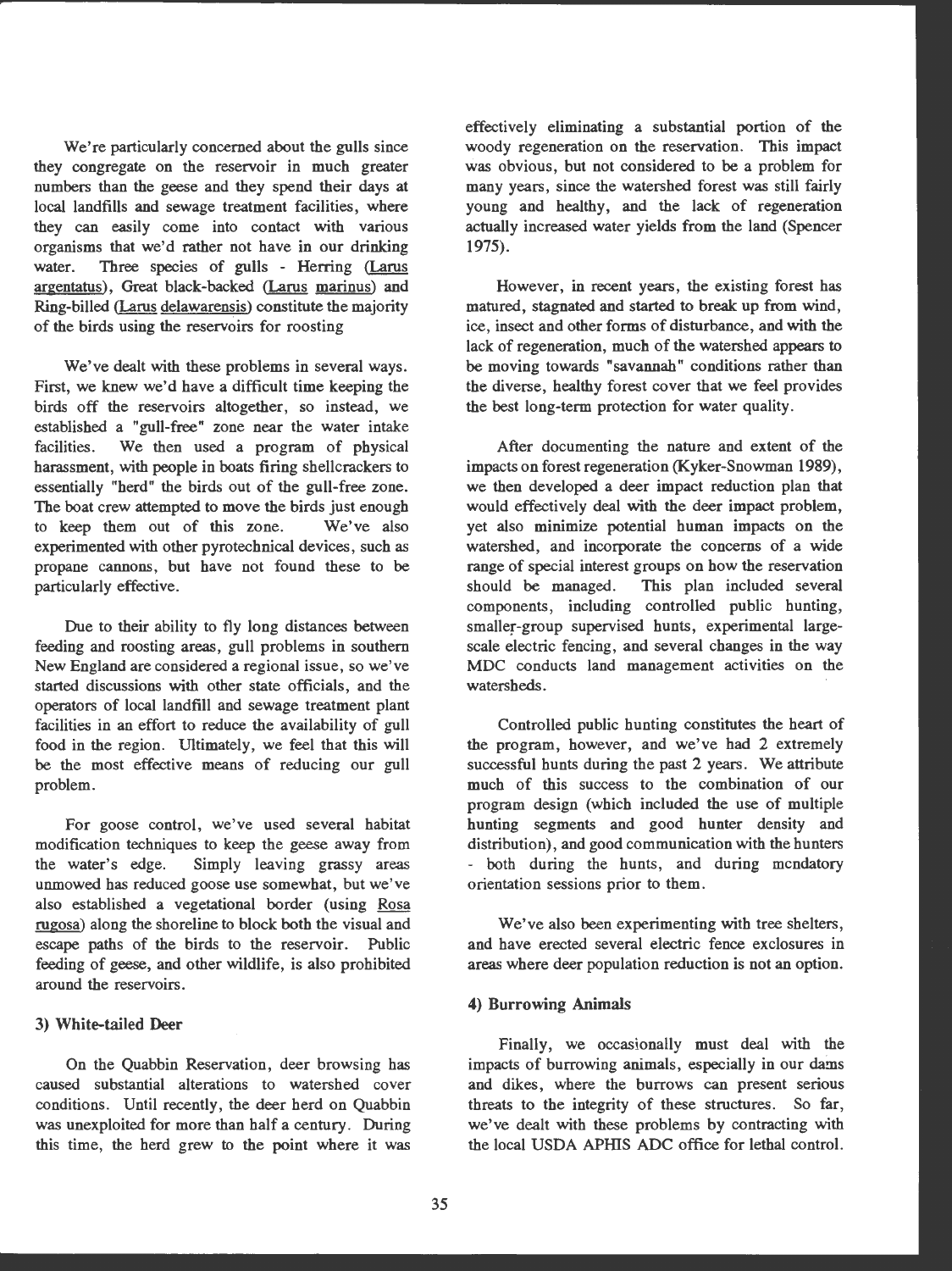We're particularly concerned about the gulls since they congregate on the reservoir in much greater numbers than the geese and they spend their days at local landfills and sewage treatment facilities, where they can easily come into contact with various organisms that we'd rather not have in our drinking water. Three species of gulls - Herring (Larus argentatus), Great black-backed (Larus marinus) and Ring-billed (Larus delawarensis) constitute the majority of the birds using the reservoirs for roosting

We've dealt with these problems in several ways. First, we knew we'd have a difficult time keeping the birds off the reservoirs altogether, so instead, we established a "gull-free" zone near the water intake facilities. We then used a program of physical harassment, with people in boats firing shellcrackers to essentially "herd" the birds out of the gull-free zone. The boat crew attempted to move the birds just enough to keep them out of this zone. We've also experimented with other pyrotechnical devices, such as propane cannons, but have not found these to be particularly effective.

Due to their ability to fly long distances between feeding and roosting areas, gull problems in southern New England are considered a regional issue, so we've started discussions with other state officials, and the operators of local landfill and sewage treatment plant facilities in an effort to reduce the availability of gull food in the region. Ultimately, we feel that this will be the most effective means of reducing our gull problem.

For goose control, we've used several habitat modification techniques to keep the geese away from the water's edge. Simply leaving grassy areas unmowed has reduced goose use somewhat, but we've also established a vegetational border (using Rosa rugosa) along the shoreline to block both the visual and escape paths of the birds to the reservoir. Public feeding of geese, and other wildlife, is also prohibited around the reservoirs.

### 3) White-tailed Deer

On the Quabbin Reservation, deer browsing has caused substantial alterations to watershed cover conditions. Until recently, the deer herd on Quabbin was unexploited for more than half a century. During this time, the herd grew to the point where it was effectively eliminating a substantial portion of the woody regeneration on the reservation. This impact was obvious, but not considered to be a problem for many years, since the watershed forest was still fairly young and healthy, and the lack of regeneration actually increased water yields from the land (Spencer 1975).

However, in recent years, the existing forest has matured, stagnated and started to break up from wind, ice, insect and other forms of disturbance, and with the lack of regeneration, much of the watershed appears to be moving towards "savannah" conditions rather than the diverse, healthy forest cover that we feel provides the best long-term protection for water quality.

After documenting the nature and extent of the impacts on forest regeneration (Kyker-Snowman 1989), we then developed a deer impact reduction plan that would effectively deal with the deer impact problem, yet also minimize potential human impacts on the watershed, and incorporate the concerns of a wide range of special interest groups on how the reservation should be managed. This plan included several components, including controlled public hunting, smaller-group supervised hunts, experimental large-scale electric fencing, and several changes in the way MDC conducts land management activities on the watersheds.

Controlled public hunting constitutes the heart of the program, however, and we've had 2 extremely successful hunts during the past 2 years. We attribute much of this success to the combination of our program design (which included the use of multiple hunting segments and good hunter density and distribution), and good communication with the hunters - both during the hunts, and during mandatory orientation sessions prior to them.

We've also been experimenting with tree shelters, and have erected several electric fence exclosures in areas where deer population reduction is not an option.

### 4) Burrowing Animals

Finally, we occasionally must deal with the impacts of burrowing animals, especially in our dams and dikes, where the burrows can present serious threats to the integrity of these structures. So far, we've dealt with these problems by contracting with the local USDA APHIS ADC office for lethal control.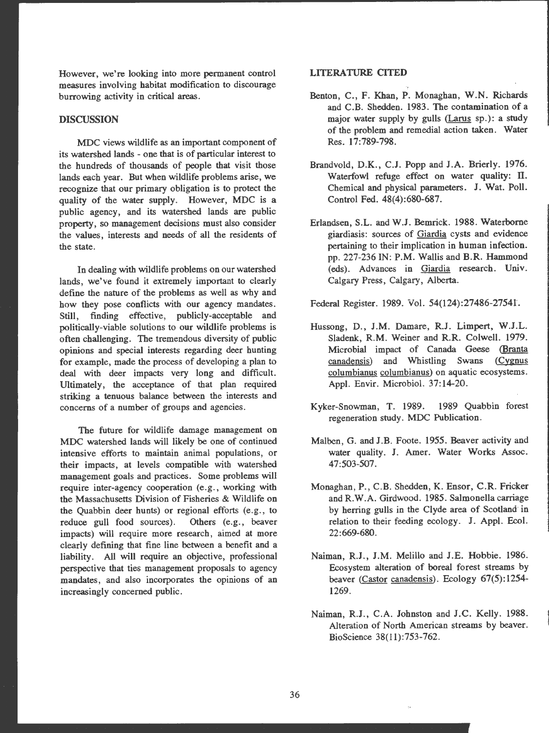However, we're looking into more permanent control measures involving habitat modification to discourage burrowing activity in critical areas.

## DISCUSSION

MDC views wildlife as an important component of its watershed lands - one that is of particular interest to the hundreds of thousands of people that visit those lands each year. But when wildlife problems arise, we recognize that our primary obligation is to protect the quality of the water supply. However, MDC is a public agency, and its watershed lands are public property, so management decisions must also consider the values, interests and needs of all the residents of the state.

In dealing with wildlife problems on our watershed lands, we've found it extremely important to clearly define the nature of the problems as well as why and how they pose conflicts with our agency mandates. Still, finding effective, publicly-acceptable and politically-viable solutions to our wildlife problems is often challenging. The tremendous diversity of public opinions and special interests regarding deer hunting for example, made the process of developing a plan to deal with deer impacts very long and difficult. Ultimately, the acceptance of that plan required striking a tenuous balance between the interests and concerns of a number of groups and agencies.

The future for wildlife damage management on MDC watershed lands will likely be one of continued intensive efforts to maintain animal populations, or their impacts, at levels compatible with watershed management goals and practices. Some problems will require inter-agency cooperation (e.g., working with the Massachusetts Division of Fisheries & Wildlife on the Quabbin deer hunts) or regional efforts (e.g., to reduce gull food sources). Others (e.g., beaver impacts) will require more research, aimed at more clearly defining that fine line between a benefit and a liability. All will require an objective, professional perspective that ties management proposals to agency mandates, and also incorporates the opinions of an increasingly concerned public.

## LITERATURE CITED

Benton, C., F. Khan, P. Monaghan, W.N. Richards and C.B. Shedden. 1983. The contamination of a major water supply by gulls (Larus sp.): a study of the problem and remedial action taken. Water Res. 17:789-798.

Brandvold, D.K., C.J. Popp and J.A. Brierly. 1976. Waterfowl refuge effect on water quality: II. Chemical and physical parameters. J. Wat. Poll. Control Fed. 48(4):680-687.

Erlandsen, S.L. and W.J. Bemrick. 1988. Waterborne giardiasis: sources of Giardia cysts and evidence pertaining to their implication in human infection. pp. 227-236 IN: P.M. Wallis and B.R. Hammond (eds). Advances in Giardia research. Univ. Calgary Press, Calgary, Alberta.

Federal Register. 1989. Vol. 54(124):27486-27541.

Hussong, D., J.M. Damare, R.J. Limpert, W.J.L. Sladenk, R.M. Weiner and R.R. Colwell. 1979. Microbial impact of Canada Geese (Branta canadensis) and Whistling Swans (Cygnus columbianus columbianus) on aquatic ecosystems. Appl. Envir. Microbiol. 37:14-20.

Kyker-Snowman, T. 1989. 1989 Quabbin forest regeneration study. MDC Publication.

Malben, G. and J.B. Foote. 1955. Beaver activity and water quality. J. Amer. Water Works Assoc. 47:503-507.

Monaghan, P., C.B. Shedden, K. Ensor, C.R. Fricker and R.W.A. Girdwood. 1985. Salmonella carriage by herring gulls in the Clyde area of Scotland in relation to their feeding ecology. J. Appl. Ecol. 22:669-680.

Naiman, R.J., J.M. Melillo and J.E. Hobbie. 1986. Ecosystem alteration of boreal forest streams by beaver (Castor canadensis). Ecology 67(5):1254-1269.

Naiman, R.J., C.A. Johnston and J.C. Kelly. 1988. Alteration of North American streams by beaver. BioScience 38(11):753-762.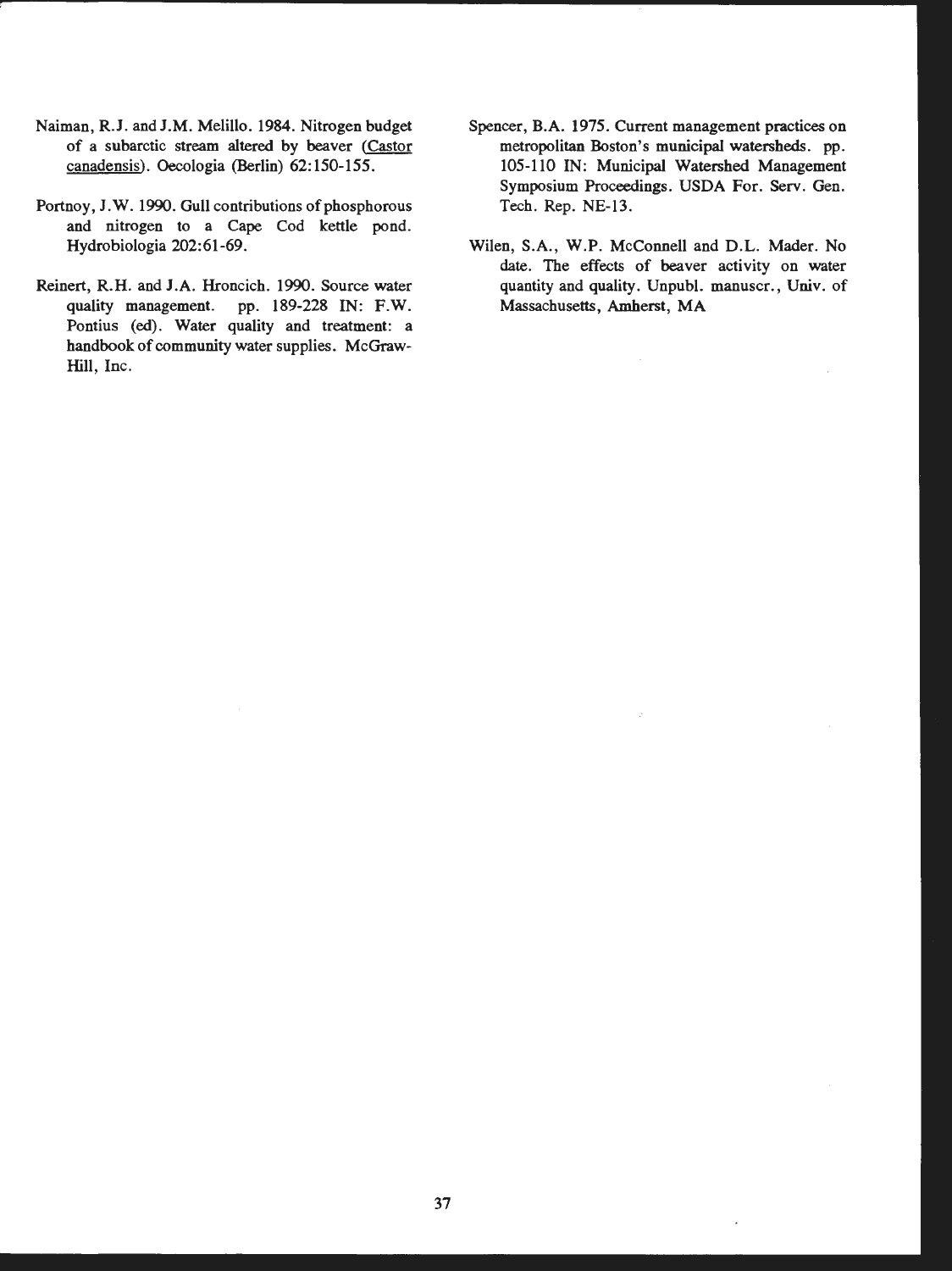Naiman, R.J. and J.M. Melillo. 1984. Nitrogen budget of a subarctic stream altered by beaver (Castor canadensis). Oecologia (Berlin) 62:150-155.

Portnoy, J.W. 1990. Gull contributions of phosphorous and nitrogen to a Cape Cod kettle pond. Hydrobiologia 202:61-69.

Reinert, R.H. and J.A. Hroncich. 1990. Source water quality management. pp. 189-228 IN: F.W. Pontius (ed). Water quality and treatment: a handbook of community water supplies. McGraw-Hill, Inc.

Spencer, B.A. 1975. Current management practices on metropolitan Boston's municipal watersheds. pp. 105-110 IN: Municipal Watershed Management Symposium Proceedings. USDA For. Serv. Gen. Tech. Rep. NE-13.

Wilen, S.A., W.P. McConnell and D.L. Mader. No date. The effects of beaver activity on water quantity and quality. Unpubl. manuscr., Univ. of Massachusetts, Amherst, MA